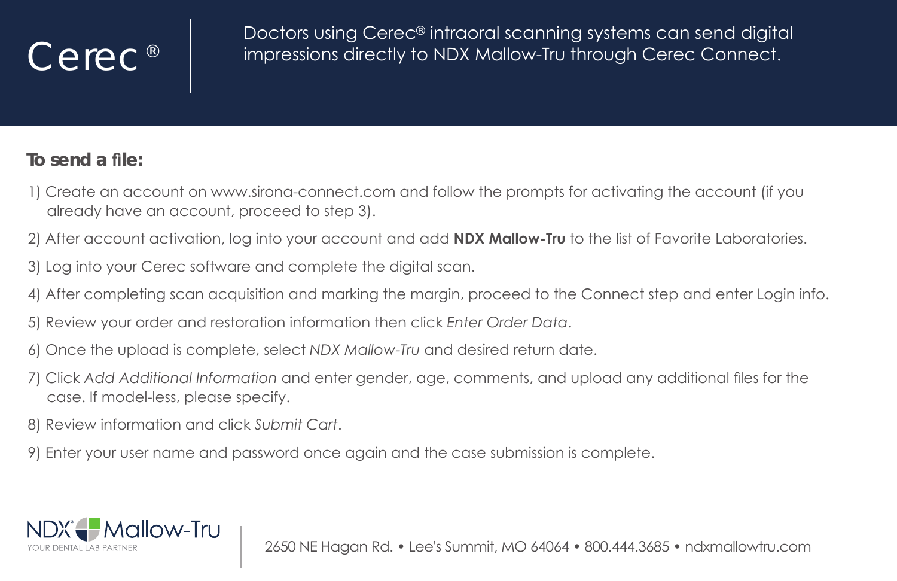# Cerec®

Doctors using Cerec® intraoral scanning systems can send digital impressions directly to NDX Mallow-Tru through Cerec Connect.

**To send a file:**

1) Create an account on www.sirona-connect.com and follow the prompts for activating the account (if you already have an account, proceed to step 3).
2) After account activation, log into your account and add **NDX Mallow-Tru** to the list of Favorite Laboratories.
3) Log into your Cerec software and complete the digital scan.
4) After completing scan acquisition and marking the margin, proceed to the Connect step and enter Login info.
5) Review your order and restoration information then click *Enter Order Data*.
6) Once the upload is complete, select *NDX Mallow-Tru* and desired return date.
7) Click *Add Additional Information* and enter gender, age, comments, and upload any additional files for the case. If model-less, please specify.
8) Review information and click *Submit Cart*.
9) Enter your user name and password once again and the case submission is complete.

NDX® Mallow-Tru
YOUR DENTAL LAB PARTNER

2650 NE Hagan Rd. • Lee's Summit, MO 64064 • 800.444.3685 • ndxmallowtru.com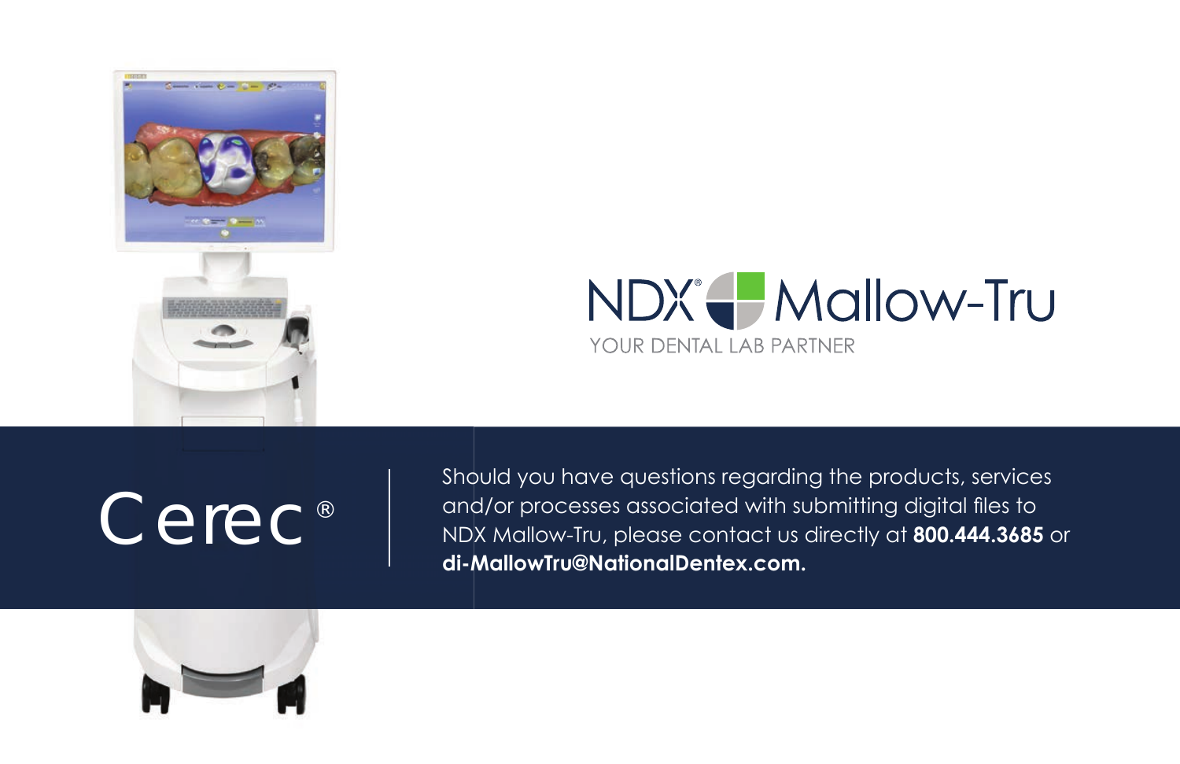NDX® Mallow-Tru

YOUR DENTAL LAB PARTNER

# Cerec®

Should you have questions regarding the products, services and/or processes associated with submitting digital files to NDX Mallow-Tru, please contact us directly at **800.444.3685** or **di-MallowTru@NationalDentex.com.**